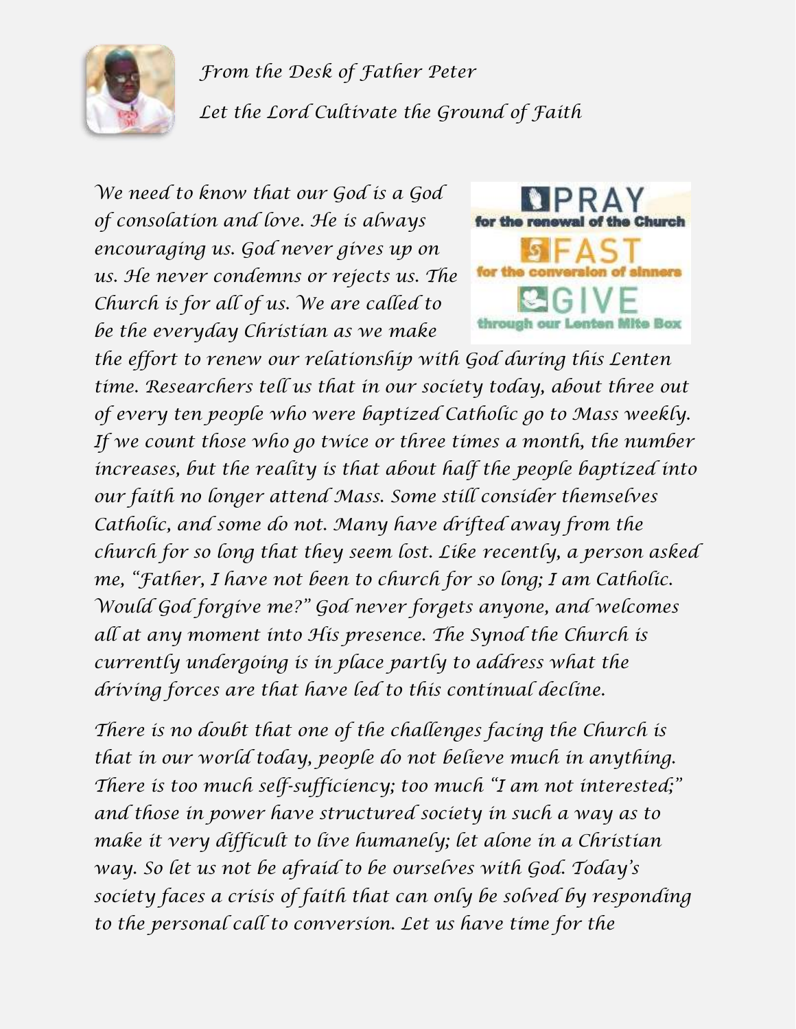*From the Desk of Father Peter*

*Let the Lord Cultivate the Ground of Faith*

PRAY
for the renewal of the Church

FAST
for the conversion of sinners

GIVE
through our Lenten Mite Box

*We need to know that our God is a God of consolation and love. He is always encouraging us. God never gives up on us. He never condemns or rejects us. The Church is for all of us. We are called to be the everyday Christian as we make the effort to renew our relationship with God during this Lenten time. Researchers tell us that in our society today, about three out of every ten people who were baptized Catholic go to Mass weekly. If we count those who go twice or three times a month, the number increases, but the reality is that about half the people baptized into our faith no longer attend Mass. Some still consider themselves Catholic, and some do not. Many have drifted away from the church for so long that they seem lost. Like recently, a person asked me, "Father, I have not been to church for so long; I am Catholic. Would God forgive me?" God never forgets anyone, and welcomes all at any moment into His presence. The Synod the Church is currently undergoing is in place partly to address what the driving forces are that have led to this continual decline.*

*There is no doubt that one of the challenges facing the Church is that in our world today, people do not believe much in anything. There is too much self-sufficiency; too much "I am not interested;" and those in power have structured society in such a way as to make it very difficult to live humanely; let alone in a Christian way. So let us not be afraid to be ourselves with God. Today's society faces a crisis of faith that can only be solved by responding to the personal call to conversion. Let us have time for the*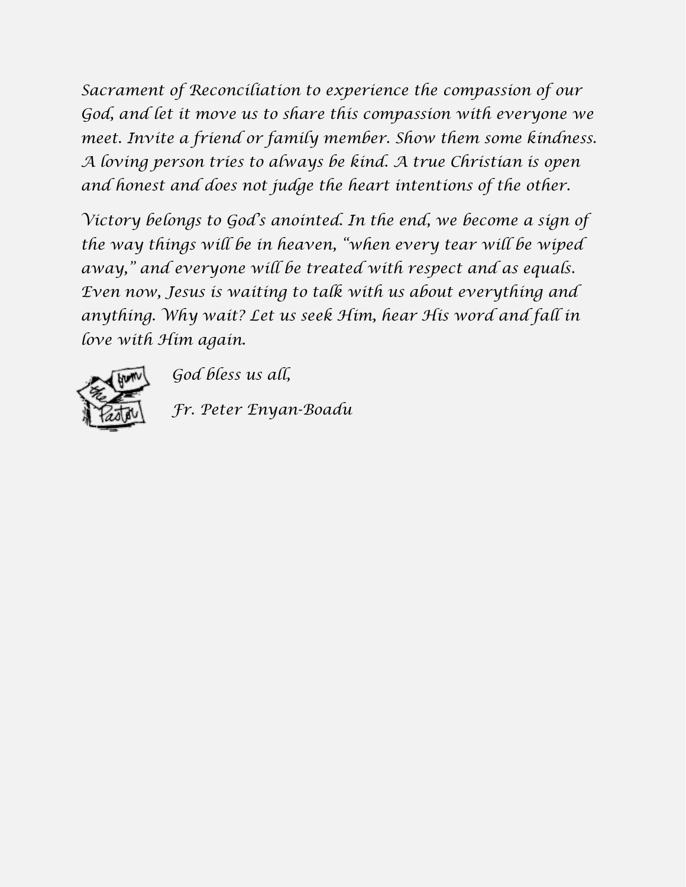*Sacrament of Reconciliation to experience the compassion of our God, and let it move us to share this compassion with everyone we meet. Invite a friend or family member. Show them some kindness. A loving person tries to always be kind. A true Christian is open and honest and does not judge the heart intentions of the other.*

*Victory belongs to God's anointed. In the end, we become a sign of the way things will be in heaven, "when every tear will be wiped away," and everyone will be treated with respect and as equals. Even now, Jesus is waiting to talk with us about everything and anything. Why wait? Let us seek Him, hear His word and fall in love with Him again.*

*God bless us all,*

*Fr. Peter Enyan-Boadu*